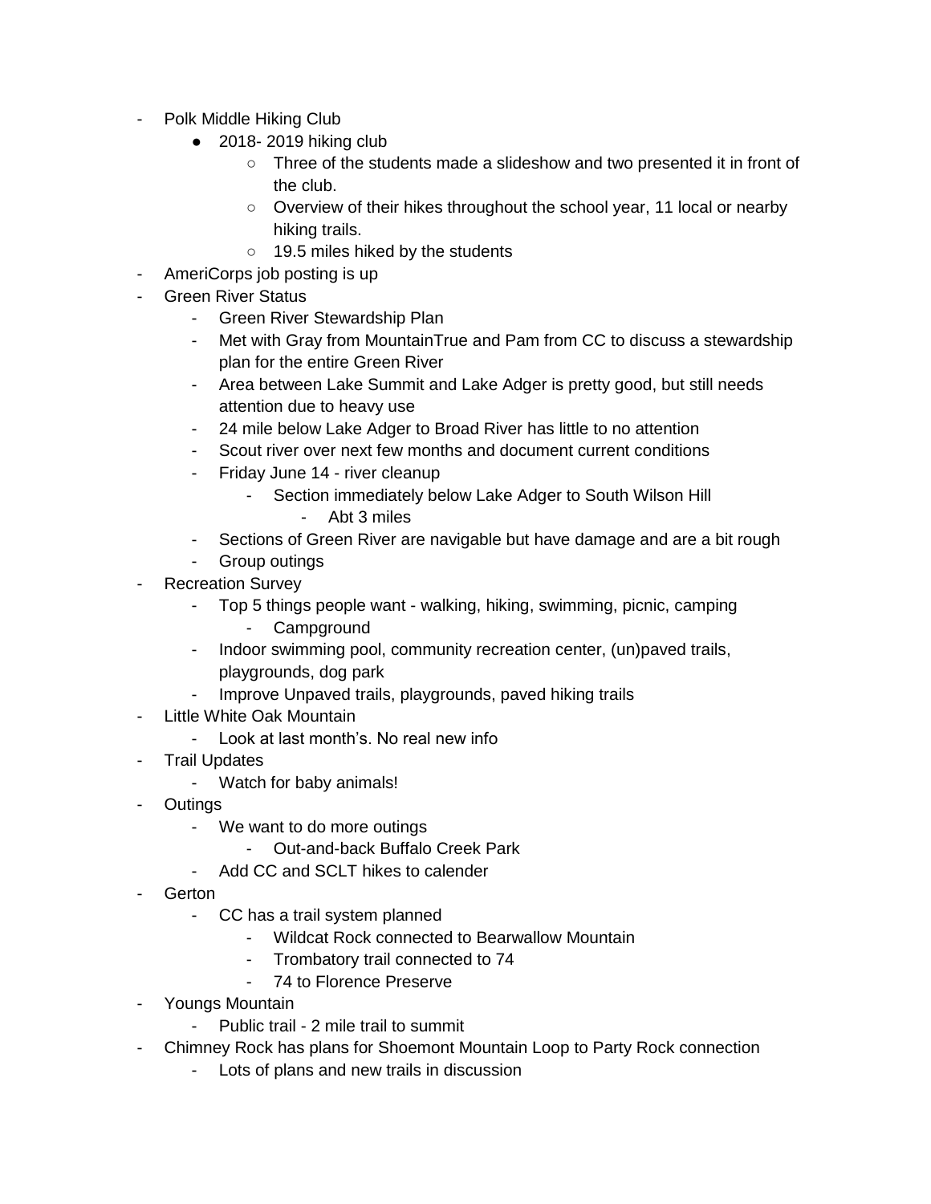- Polk Middle Hiking Club
  - 2018- 2019 hiking club
    - Three of the students made a slideshow and two presented it in front of the club.
    - Overview of their hikes throughout the school year, 11 local or nearby hiking trails.
    - 19.5 miles hiked by the students
- AmeriCorps job posting is up
- Green River Status
  - Green River Stewardship Plan
  - Met with Gray from MountainTrue and Pam from CC to discuss a stewardship plan for the entire Green River
  - Area between Lake Summit and Lake Adger is pretty good, but still needs attention due to heavy use
  - 24 mile below Lake Adger to Broad River has little to no attention
  - Scout river over next few months and document current conditions
  - Friday June 14 - river cleanup
    - Section immediately below Lake Adger to South Wilson Hill
      - Abt 3 miles
  - Sections of Green River are navigable but have damage and are a bit rough
  - Group outings
- Recreation Survey
  - Top 5 things people want - walking, hiking, swimming, picnic, camping
    - Campground
  - Indoor swimming pool, community recreation center, (un)paved trails, playgrounds, dog park
  - Improve Unpaved trails, playgrounds, paved hiking trails
- Little White Oak Mountain
  - Look at last month's. No real new info
- Trail Updates
  - Watch for baby animals!
- Outings
  - We want to do more outings
    - Out-and-back Buffalo Creek Park
  - Add CC and SCLT hikes to calender
- Gerton
  - CC has a trail system planned
    - Wildcat Rock connected to Bearwallow Mountain
    - Trombatory trail connected to 74
    - 74 to Florence Preserve
- Youngs Mountain
  - Public trail - 2 mile trail to summit
- Chimney Rock has plans for Shoemont Mountain Loop to Party Rock connection
  - Lots of plans and new trails in discussion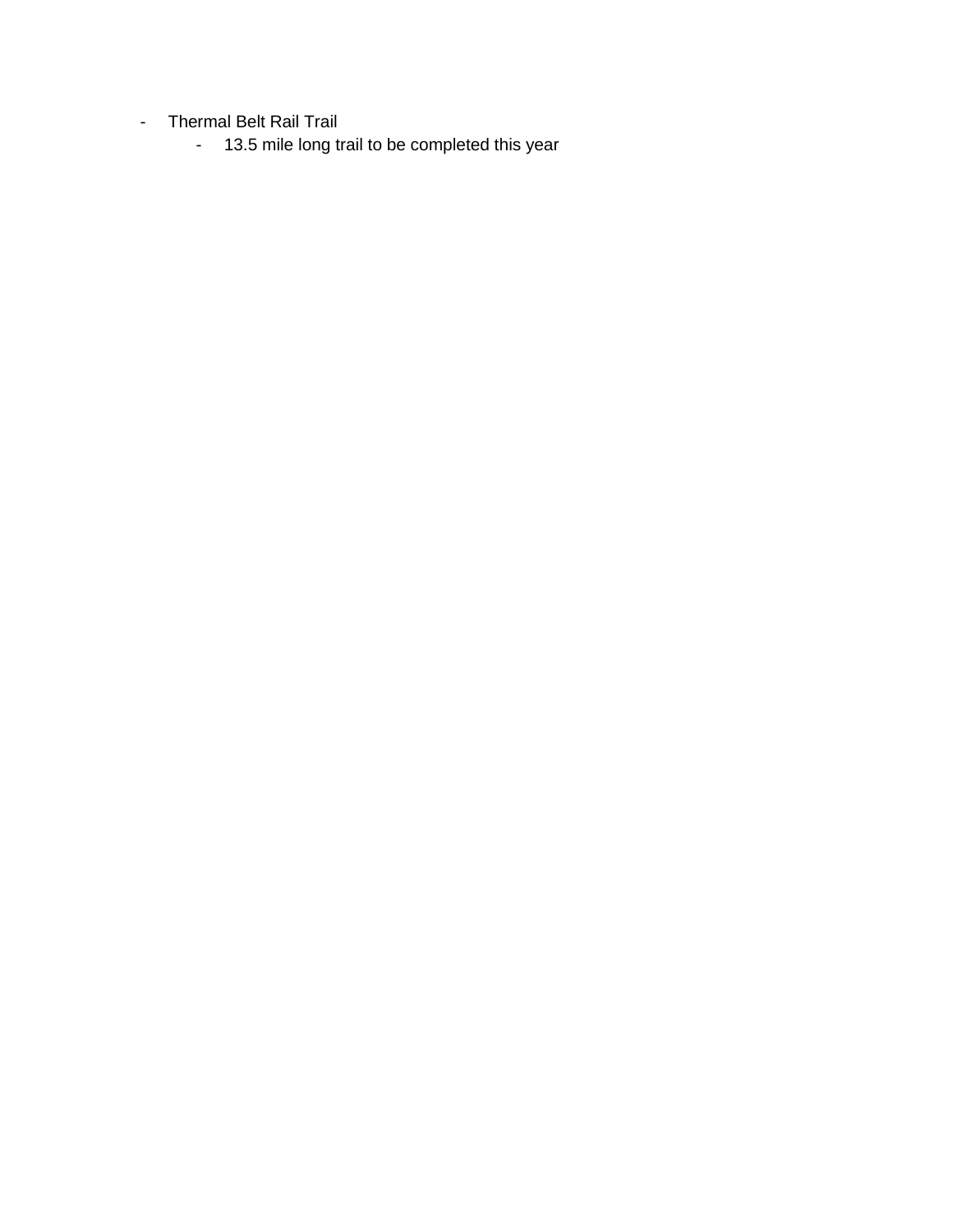- Thermal Belt Rail Trail
    - 13.5 mile long trail to be completed this year